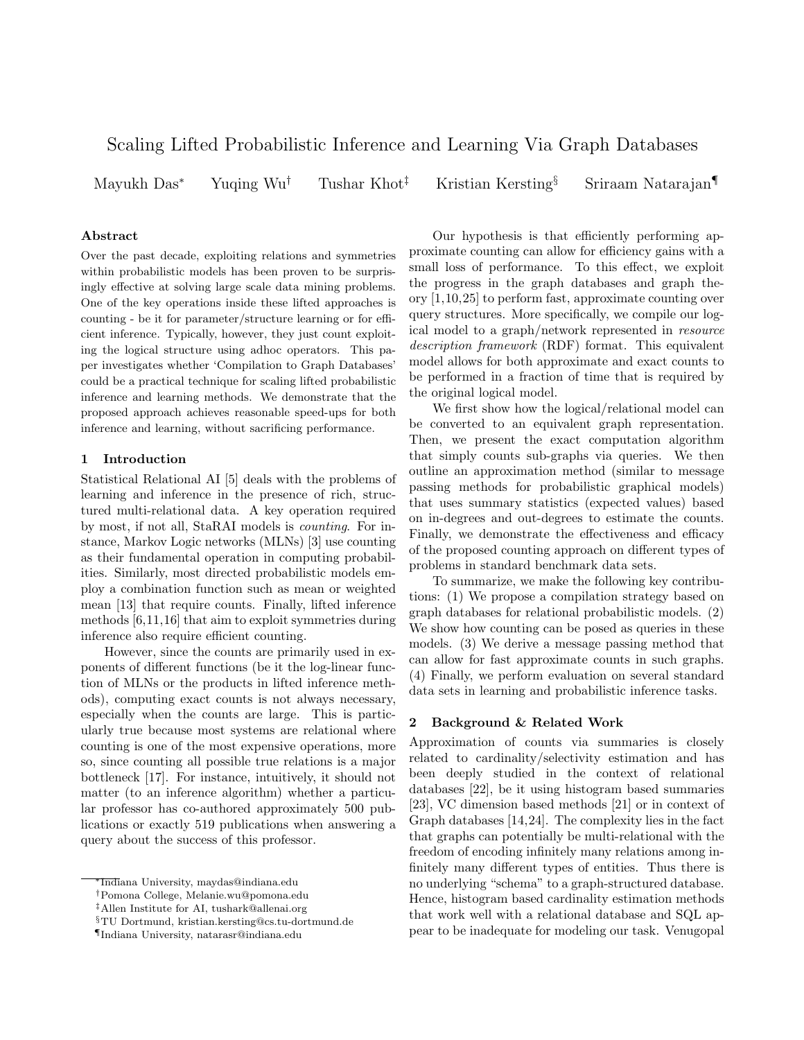# Scaling Lifted Probabilistic Inference and Learning Via Graph Databases

Mayukh Das[*] Yuqing Wu[†] Tushar Khot[‡] Kristian Kersting[§] Sriraam Natarajan[¶]

### Abstract

Over the past decade, exploiting relations and symmetries within probabilistic models has been proven to be surprisingly effective at solving large scale data mining problems. One of the key operations inside these lifted approaches is counting - be it for parameter/structure learning or for efficient inference. Typically, however, they just count exploiting the logical structure using adhoc operators. This paper investigates whether 'Compilation to Graph Databases' could be a practical technique for scaling lifted probabilistic inference and learning methods. We demonstrate that the proposed approach achieves reasonable speed-ups for both inference and learning, without sacrificing performance.

## 1 Introduction

Statistical Relational AI [5] deals with the problems of learning and inference in the presence of rich, structured multi-relational data. A key operation required by most, if not all, StaRAI models is *counting*. For instance, Markov Logic networks (MLNs) [3] use counting as their fundamental operation in computing probabilities. Similarly, most directed probabilistic models employ a combination function such as mean or weighted mean [13] that require counts. Finally, lifted inference methods [6,11,16] that aim to exploit symmetries during inference also require efficient counting.

However, since the counts are primarily used in exponents of different functions (be it the log-linear function of MLNs or the products in lifted inference methods), computing exact counts is not always necessary, especially when the counts are large. This is particularly true because most systems are relational where counting is one of the most expensive operations, more so, since counting all possible true relations is a major bottleneck [17]. For instance, intuitively, it should not matter (to an inference algorithm) whether a particular professor has co-authored approximately 500 publications or exactly 519 publications when answering a query about the success of this professor.

Our hypothesis is that efficiently performing approximate counting can allow for efficiency gains with a small loss of performance. To this effect, we exploit the progress in the graph databases and graph theory [1,10,25] to perform fast, approximate counting over query structures. More specifically, we compile our logical model to a graph/network represented in *resource description framework* (RDF) format. This equivalent model allows for both approximate and exact counts to be performed in a fraction of time that is required by the original logical model.

We first show how the logical/relational model can be converted to an equivalent graph representation. Then, we present the exact computation algorithm that simply counts sub-graphs via queries. We then outline an approximation method (similar to message passing methods for probabilistic graphical models) that uses summary statistics (expected values) based on in-degrees and out-degrees to estimate the counts. Finally, we demonstrate the effectiveness and efficacy of the proposed counting approach on different types of problems in standard benchmark data sets.

To summarize, we make the following key contributions: (1) We propose a compilation strategy based on graph databases for relational probabilistic models. (2) We show how counting can be posed as queries in these models. (3) We derive a message passing method that can allow for fast approximate counts in such graphs. (4) Finally, we perform evaluation on several standard data sets in learning and probabilistic inference tasks.

## 2 Background & Related Work

Approximation of counts via summaries is closely related to cardinality/selectivity estimation and has been deeply studied in the context of relational databases [22], be it using histogram based summaries [23], VC dimension based methods [21] or in context of Graph databases [14,24]. The complexity lies in the fact that graphs can potentially be multi-relational with the freedom of encoding infinitely many relations among infinitely many different types of entities. Thus there is no underlying "schema" to a graph-structured database. Hence, histogram based cardinality estimation methods that work well with a relational database and SQL appear to be inadequate for modeling our task. Venugopal

---

[*] Indiana University, maydas@indiana.edu

[†] Pomona College, Melanie.wu@pomona.edu

[‡] Allen Institute for AI, tushark@allenai.org

[§] TU Dortmund, kristian.kersting@cs.tu-dortmund.de

[¶] Indiana University, natarasr@indiana.edu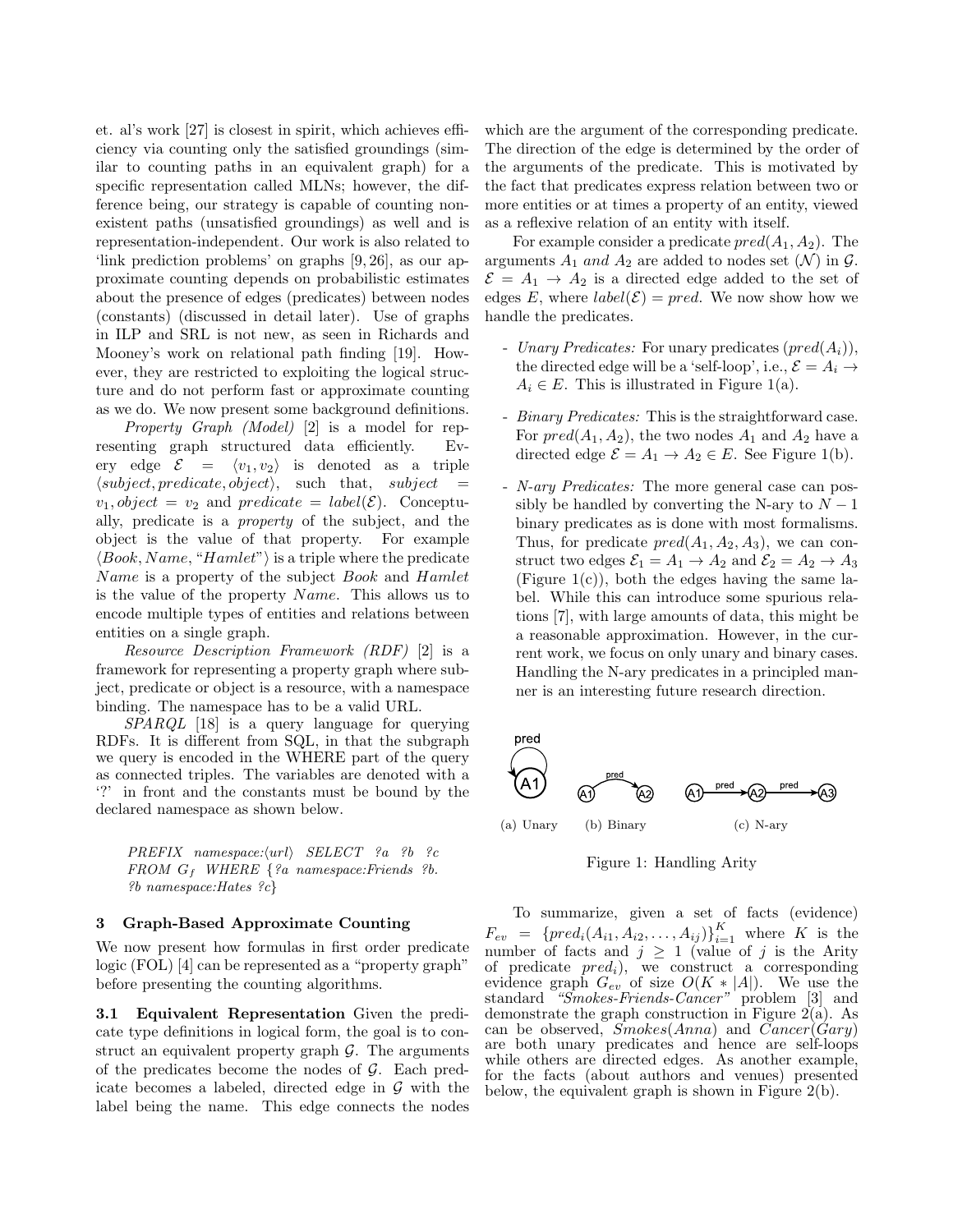et. al's work [27] is closest in spirit, which achieves efficiency via counting only the satisfied groundings (similar to counting paths in an equivalent graph) for a specific representation called MLNs; however, the difference being, our strategy is capable of counting non-existent paths (unsatisfied groundings) as well and is representation-independent. Our work is also related to 'link prediction problems' on graphs [9, 26], as our approximate counting depends on probabilistic estimates about the presence of edges (predicates) between nodes (constants) (discussed in detail later). Use of graphs in ILP and SRL is not new, as seen in Richards and Mooney's work on relational path finding [19]. However, they are restricted to exploiting the logical structure and do not perform fast or approximate counting as we do. We now present some background definitions.

*Property Graph (Model)* [2] is a model for representing graph structured data efficiently. Every edge $\mathcal{E} = \langle v_1, v_2 \rangle$ is denoted as a triple $\langle subject, predicate, object \rangle$, such that, $subject = v_1, object = v_2$ and $predicate = label(\mathcal{E})$. Conceptually, predicate is a *property* of the subject, and the object is the value of that property. For example $\langle Book, Name, \text{"}Hamlet\text{"}\rangle$ is a triple where the predicate $Name$ is a property of the subject $Book$ and $Hamlet$ is the value of the property $Name$. This allows us to encode multiple types of entities and relations between entities on a single graph.

*Resource Description Framework (RDF)* [2] is a framework for representing a property graph where subject, predicate or object is a resource, with a namespace binding. The namespace has to be a valid URL.

*SPARQL* [18] is a query language for querying RDFs. It is different from SQL, in that the subgraph we query is encoded in the WHERE part of the query as connected triples. The variables are denoted with a '?' in front and the constants must be bound by the declared namespace as shown below.

*PREFIX namespace:⟨url⟩ SELECT ?a ?b ?c FROM $G_f$ WHERE {?a namespace:Friends ?b. ?b namespace:Hates ?c}*

## 3 Graph-Based Approximate Counting

We now present how formulas in first order predicate logic (FOL) [4] can be represented as a "property graph" before presenting the counting algorithms.

**3.1 Equivalent Representation** Given the predicate type definitions in logical form, the goal is to construct an equivalent property graph $\mathcal{G}$. The arguments of the predicates become the nodes of $\mathcal{G}$. Each predicate becomes a labeled, directed edge in $\mathcal{G}$ with the label being the name. This edge connects the nodes which are the argument of the corresponding predicate. The direction of the edge is determined by the order of the arguments of the predicate. This is motivated by the fact that predicates express relation between two or more entities or at times a property of an entity, viewed as a reflexive relation of an entity with itself.

For example consider a predicate $pred(A_1, A_2)$. The arguments $A_1$ *and* $A_2$ are added to nodes set ($\mathcal{N}$) in $\mathcal{G}$. $\mathcal{E} = A_1 \rightarrow A_2$ is a directed edge added to the set of edges $E$, where $label(\mathcal{E}) = pred$. We now show how we handle the predicates.

- *Unary Predicates:* For unary predicates ($pred(A_i)$), the directed edge will be a 'self-loop', i.e., $\mathcal{E} = A_i \rightarrow A_i \in E$. This is illustrated in Figure 1(a).
- *Binary Predicates:* This is the straightforward case. For $pred(A_1, A_2)$, the two nodes $A_1$ and $A_2$ have a directed edge $\mathcal{E} = A_1 \rightarrow A_2 \in E$. See Figure 1(b).
- *N-ary Predicates:* The more general case can possibly be handled by converting the N-ary to $N-1$ binary predicates as is done with most formalisms. Thus, for predicate $pred(A_1, A_2, A_3)$, we can construct two edges $\mathcal{E}_1 = A_1 \rightarrow A_2$ and $\mathcal{E}_2 = A_2 \rightarrow A_3$ (Figure 1(c)), both the edges having the same label. While this can introduce some spurious relations [7], with large amounts of data, this might be a reasonable approximation. However, in the current work, we focus on only unary and binary cases. Handling the N-ary predicates in a principled manner is an interesting future research direction.

(a) Unary (b) Binary (c) N-ary

Figure 1: Handling Arity

To summarize, given a set of facts (evidence) $F_{ev} = \{pred_i(A_{i1}, A_{i2}, \ldots, A_{ij})\}_{i=1}^{K}$ where $K$ is the number of facts and $j \geq 1$ (value of $j$ is the Arity of predicate $pred_i$), we construct a corresponding evidence graph $G_{ev}$ of size $O(K * |A|)$. We use the standard *"Smokes-Friends-Cancer"* problem [3] and demonstrate the graph construction in Figure 2(a). As can be observed, $Smokes(Anna)$ and $Cancer(Gary)$ are both unary predicates and hence are self-loops while others are directed edges. As another example, for the facts (about authors and venues) presented below, the equivalent graph is shown in Figure 2(b).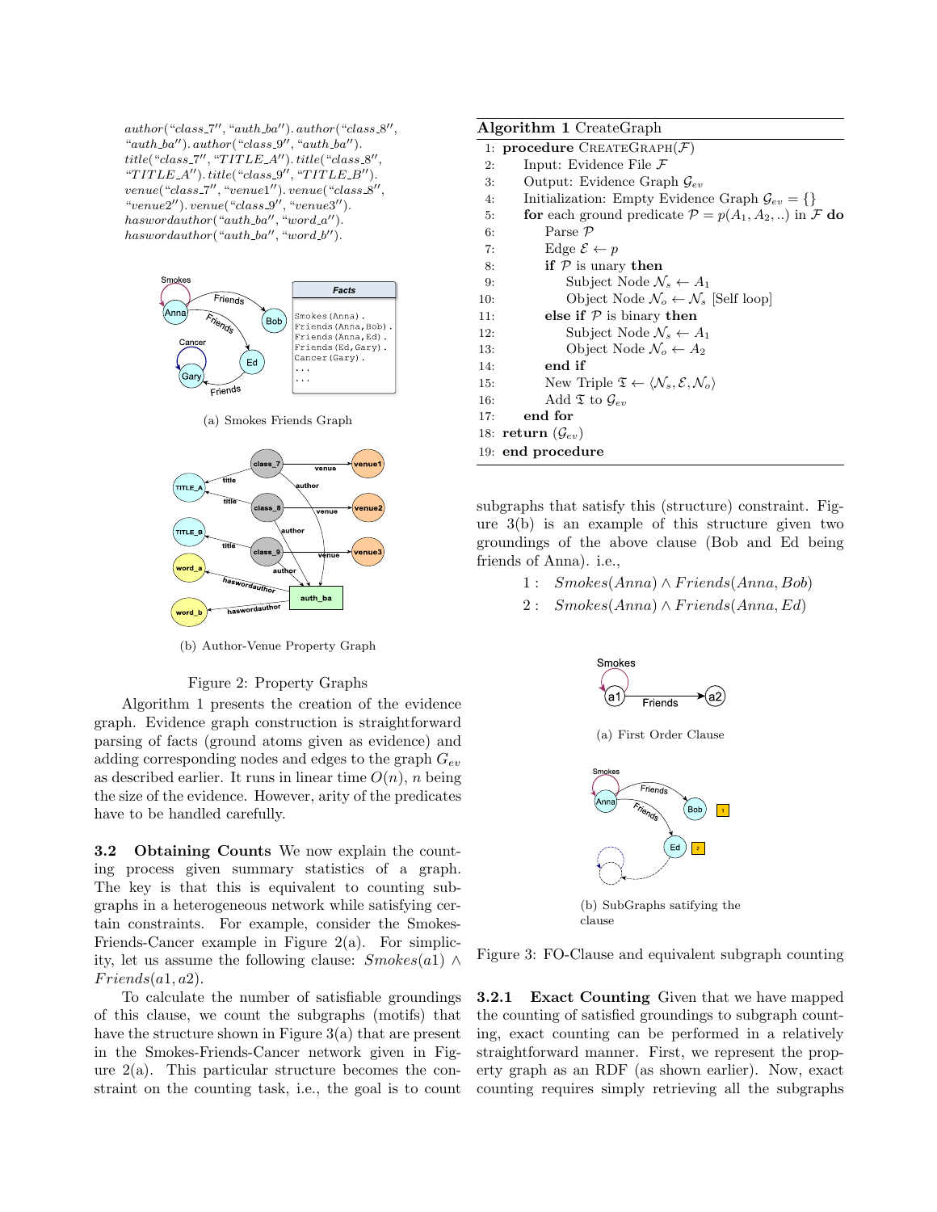$author(\text{"}class\_7\text{"}, \text{"}auth\_ba\text{"}). author(\text{"}class\_8\text{"}, \text{"}auth\_ba\text{"}). author(\text{"}class\_9\text{"}, \text{"}auth\_ba\text{"}).$
$title(\text{"}class\_7\text{"}, \text{"}TITLE\_A\text{"}). title(\text{"}class\_8\text{"}, \text{"}TITLE\_A\text{"}). title(\text{"}class\_9\text{"}, \text{"}TITLE\_B\text{"}).$
$venue(\text{"}class\_7\text{"}, \text{"}venue1\text{"}). venue(\text{"}class\_8\text{"}, \text{"}venue2\text{"}). venue(\text{"}class\_9\text{"}, \text{"}venue3\text{"}).$
$haswordauthor(\text{"}auth\_ba\text{"}, \text{"}word\_a\text{"}).$
$haswordauthor(\text{"}auth\_ba\text{"}, \text{"}word\_b\text{"}).$

(a) Smokes Friends Graph

(b) Author-Venue Property Graph

Figure 2: Property Graphs

Algorithm 1 presents the creation of the evidence graph. Evidence graph construction is straightforward parsing of facts (ground atoms given as evidence) and adding corresponding nodes and edges to the graph $G_{ev}$ as described earlier. It runs in linear time $O(n)$, $n$ being the size of the evidence. However, arity of the predicates have to be handled carefully.

**Algorithm 1** CreateGraph

```
1:  procedure CreateGraph(F)
2:      Input: Evidence File F
3:      Output: Evidence Graph G_ev
4:      Initialization: Empty Evidence Graph G_ev = {}
5:      for each ground predicate P = p(A1, A2, ..) in F do
6:          Parse P
7:          Edge E ← p
8:          if P is unary then
9:              Subject Node N_s ← A1
10:             Object Node N_o ← N_s [Self loop]
11:         else if P is binary then
12:             Subject Node N_s ← A1
13:             Object Node N_o ← A2
14:         end if
15:         New Triple T ← ⟨N_s, E, N_o⟩
16:         Add T to G_ev
17:     end for
18: return (G_ev)
19: end procedure
```

### 3.2 Obtaining Counts

We now explain the counting process given summary statistics of a graph. The key is that this is equivalent to counting subgraphs in a heterogeneous network while satisfying certain constraints. For example, consider the Smokes-Friends-Cancer example in Figure 2(a). For simplicity, let us assume the following clause: $Smokes(a1) \wedge Friends(a1, a2)$.

To calculate the number of satisfiable groundings of this clause, we count the subgraphs (motifs) that have the structure shown in Figure 3(a) that are present in the Smokes-Friends-Cancer network given in Figure 2(a). This particular structure becomes the constraint on the counting task, i.e., the goal is to count subgraphs that satisfy this (structure) constraint. Figure 3(b) is an example of this structure given two groundings of the above clause (Bob and Ed being friends of Anna). i.e.,

$$1: \quad Smokes(Anna) \wedge Friends(Anna, Bob)$$
$$2: \quad Smokes(Anna) \wedge Friends(Anna, Ed)$$

(a) First Order Clause

(b) SubGraphs satifying the clause

Figure 3: FO-Clause and equivalent subgraph counting

#### 3.2.1 Exact Counting

Given that we have mapped the counting of satisfied groundings to subgraph counting, exact counting can be performed in a relatively straightforward manner. First, we represent the property graph as an RDF (as shown earlier). Now, exact counting requires simply retrieving all the subgraphs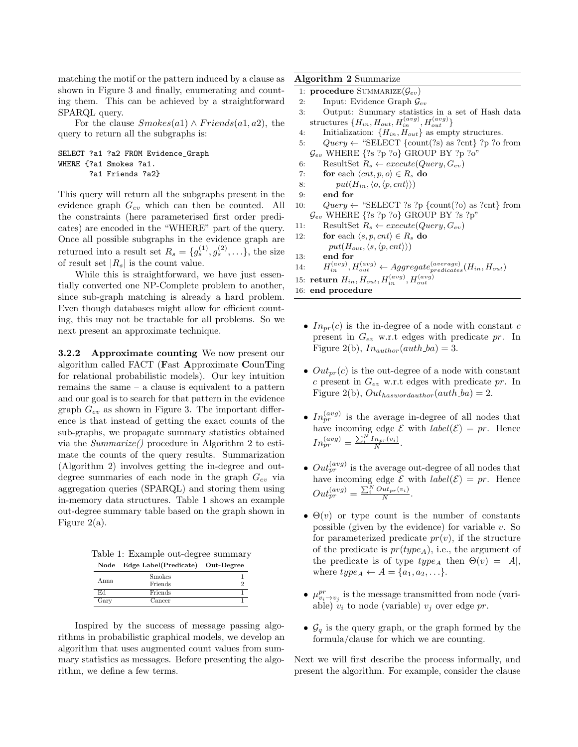matching the motif or the pattern induced by a clause as shown in Figure 3 and finally, enumerating and counting them. This can be achieved by a straightforward SPARQL query.

For the clause $Smokes(a1) \wedge Friends(a1, a2)$, the query to return all the subgraphs is:

```
SELECT ?a1 ?a2 FROM Evidence_Graph
WHERE {?a1 Smokes ?a1.
       ?a1 Friends ?a2}
```

This query will return all the subgraphs present in the evidence graph $G_{ev}$ which can then be counted. All the constraints (here parameterised first order predicates) are encoded in the "WHERE" part of the query. Once all possible subgraphs in the evidence graph are returned into a result set $R_s = \{g_s^{(1)}, g_s^{(2)}, \ldots\}$, the size of result set $|R_s|$ is the count value.

While this is straightforward, we have just essentially converted one NP-Complete problem to another, since sub-graph matching is already a hard problem. Even though databases might allow for efficient counting, this may not be tractable for all problems. So we next present an approximate technique.

**3.2.2 Approximate counting** We now present our algorithm called FACT (**F**ast **A**pproximate **C**oun**T**ing for relational probabilistic models). Our key intuition remains the same – a clause is equivalent to a pattern and our goal is to search for that pattern in the evidence graph $G_{ev}$ as shown in Figure 3. The important difference is that instead of getting the exact counts of the sub-graphs, we propagate summary statistics obtained via the *Summarize()* procedure in Algorithm 2 to estimate the counts of the query results. Summarization (Algorithm 2) involves getting the in-degree and out-degree summaries of each node in the graph $G_{ev}$ via aggregation queries (SPARQL) and storing them using in-memory data structures. Table 1 shows an example out-degree summary table based on the graph shown in Figure 2(a).

Table 1: Example out-degree summary

| Node | Edge Label(Predicate) | Out-Degree |
|---|---|---|
| Anna | Smokes | 1 |
| | Friends | 2 |
| Ed | Friends | 1 |
| Gary | Cancer | 1 |

Inspired by the success of message passing algorithms in probabilistic graphical models, we develop an algorithm that uses augmented count values from summary statistics as messages. Before presenting the algorithm, we define a few terms.

**Algorithm 2** Summarize

1: **procedure** SUMMARIZE($\mathcal{G}_{ev}$)
2: Input: Evidence Graph $\mathcal{G}_{ev}$
3: Output: Summary statistics in a set of Hash data structures $\{H_{in}, H_{out}, H_{in}^{(avg)}, H_{out}^{(avg)}\}$
4: Initialization: $\{H_{in}, H_{out}\}$ as empty structures.
5: $Query \leftarrow$ "SELECT {count(?s) as ?cnt} ?p ?o from $\mathcal{G}_{ev}$ WHERE {?s ?p ?o} GROUP BY ?p ?o"
6: ResultSet $R_s \leftarrow execute(Query, G_{ev})$
7: **for** each $\langle cnt, p, o\rangle \in R_s$ **do**
8: $put(H_{in}, \langle o, \langle p, cnt\rangle\rangle)$
9: **end for**
10: $Query \leftarrow$ "SELECT ?s ?p {count(?o) as ?cnt} from $\mathcal{G}_{ev}$ WHERE {?s ?p ?o} GROUP BY ?s ?p"
11: ResultSet $R_s \leftarrow execute(Query, G_{ev})$
12: **for** each $\langle s, p, cnt\rangle \in R_s$ **do** $put(H_{out}, \langle s, \langle p, cnt\rangle\rangle)$
13: **end for**
14: $H_{in}^{(avg)}, H_{out}^{(avg)} \leftarrow Aggregate_{predicates}^{(average)}(H_{in}, H_{out})$
15: **return** $H_{in}, H_{out}, H_{in}^{(avg)}, H_{out}^{(avg)}$
16: **end procedure**

- $In_{pr}(c)$ is the in-degree of a node with constant $c$ present in $G_{ev}$ w.r.t edges with predicate $pr$. In Figure 2(b), $In_{author}(auth\_ba) = 3$.
- $Out_{pr}(c)$ is the out-degree of a node with constant $c$ present in $G_{ev}$ w.r.t edges with predicate $pr$. In Figure 2(b), $Out_{haswordauthor}(auth\_ba) = 2$.
- $In_{pr}^{(avg)}$ is the average in-degree of all nodes that have incoming edge $\mathcal{E}$ with $label(\mathcal{E}) = pr$. Hence $In_{pr}^{(avg)} = \frac{\sum_i^N In_{pr}(v_i)}{N}$.
- $Out_{pr}^{(avg)}$ is the average out-degree of all nodes that have incoming edge $\mathcal{E}$ with $label(\mathcal{E}) = pr$. Hence $Out_{pr}^{(avg)} = \frac{\sum_i^N Out_{pr}(v_i)}{N}$.
- $\Theta(v)$ or type count is the number of constants possible (given by the evidence) for variable $v$. So for parameterized predicate $pr(v)$, if the structure of the predicate is $pr(type_A)$, i.e., the argument of the predicate is of type $type_A$ then $\Theta(v) = |A|$, where $type_A \leftarrow A = \{a_1, a_2, \ldots\}$.
- $\mu_{v_i \to v_j}^{pr}$ is the message transmitted from node (variable) $v_i$ to node (variable) $v_j$ over edge $pr$.
- $\mathcal{G}_q$ is the query graph, or the graph formed by the formula/clause for which we are counting.

Next we will first describe the process informally, and present the algorithm. For example, consider the clause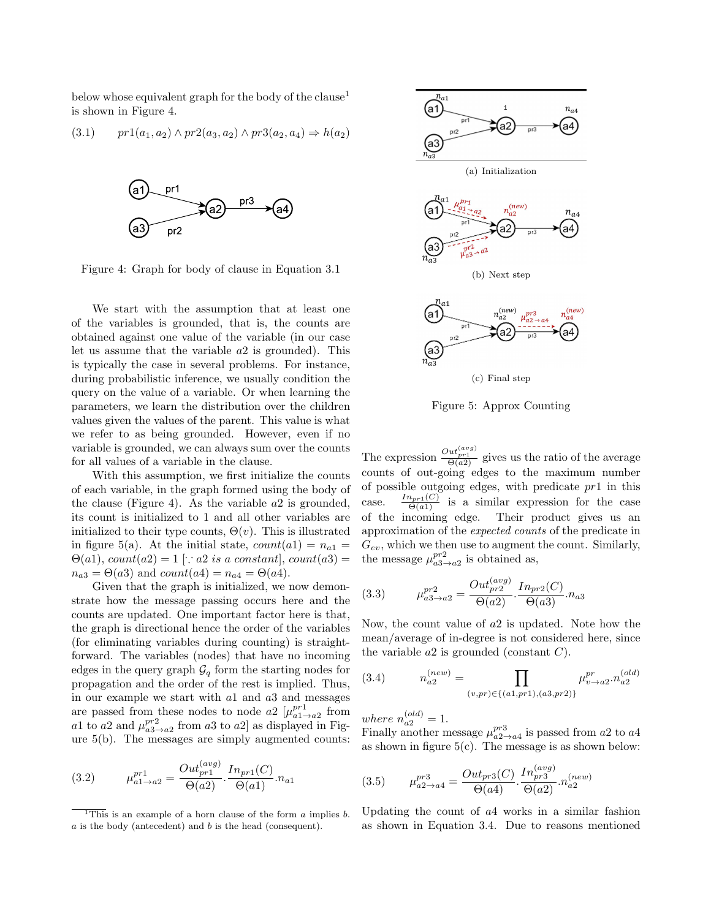below whose equivalent graph for the body of the clause[1] is shown in Figure 4.

$$pr1(a_1, a_2) \wedge pr2(a_3, a_2) \wedge pr3(a_2, a_4) \Rightarrow h(a_2) \quad (3.1)$$

Figure 4: Graph for body of clause in Equation 3.1

We start with the assumption that at least one of the variables is grounded, that is, the counts are obtained against one value of the variable (in our case let us assume that the variable $a2$ is grounded). This is typically the case in several problems. For instance, during probabilistic inference, we usually condition the query on the value of a variable. Or when learning the parameters, we learn the distribution over the children values given the values of the parent. This value is what we refer to as being grounded. However, even if no variable is grounded, we can always sum over the counts for all values of a variable in the clause.

With this assumption, we first initialize the counts of each variable, in the graph formed using the body of the clause (Figure 4). As the variable $a2$ is grounded, its count is initialized to 1 and all other variables are initialized to their type counts, $\Theta(v)$. This is illustrated in figure 5(a). At the initial state, $count(a1) = n_{a1} = \Theta(a1)$, $count(a2) = 1$ [$\because$ *a2 is a constant*], $count(a3) = n_{a3} = \Theta(a3)$ and $count(a4) = n_{a4} = \Theta(a4)$.

Given that the graph is initialized, we now demonstrate how the message passing occurs here and the counts are updated. One important factor here is that, the graph is directional hence the order of the variables (for eliminating variables during counting) is straightforward. The variables (nodes) that have no incoming edges in the query graph $\mathcal{G}_q$ form the starting nodes for propagation and the order of the rest is implied. Thus, in our example we start with $a1$ and $a3$ and messages are passed from these nodes to node $a2$ [$\mu^{pr1}_{a1\rightarrow a2}$ from $a1$ to $a2$ and $\mu^{pr2}_{a3\rightarrow a2}$ from $a3$ to $a2$] as displayed in Figure 5(b). The messages are simply augmented counts:

$$\mu^{pr1}_{a1\rightarrow a2} = \frac{Out^{(avg)}_{pr1}}{\Theta(a2)} . \frac{In_{pr1}(C)}{\Theta(a1)} . n_{a1} \quad (3.2)$$

(a) Initialization

(b) Next step

(c) Final step

Figure 5: Approx Counting

The expression $\frac{Out^{(avg)}_{pr1}}{\Theta(a2)}$ gives us the ratio of the average counts of out-going edges to the maximum number of possible outgoing edges, with predicate $pr1$ in this case. $\frac{In_{pr1}(C)}{\Theta(a1)}$ is a similar expression for the case of the incoming edge. Their product gives us an approximation of the *expected counts* of the predicate in $G_{ev}$, which we then use to augment the count. Similarly, the message $\mu^{pr2}_{a3\rightarrow a2}$ is obtained as,

$$\mu^{pr2}_{a3\rightarrow a2} = \frac{Out^{(avg)}_{pr2}}{\Theta(a2)} . \frac{In_{pr2}(C)}{\Theta(a3)} . n_{a3} \quad (3.3)$$

Now, the count value of $a2$ is updated. Note how the mean/average of in-degree is not considered here, since the variable $a2$ is grounded (constant $C$).

$$n^{(new)}_{a2} = \prod_{(v,pr)\in\{(a1,pr1),(a3,pr2)\}} \mu^{pr}_{v\rightarrow a2} . n^{(old)}_{a2} \quad (3.4)$$

*where* $n^{(old)}_{a2} = 1$.

Finally another message $\mu^{pr3}_{a2\rightarrow a4}$ is passed from $a2$ to $a4$ as shown in figure 5(c). The message is as shown below:

$$\mu^{pr3}_{a2\rightarrow a4} = \frac{Out_{pr3}(C)}{\Theta(a4)} . \frac{In^{(avg)}_{pr3}}{\Theta(a2)} . n^{(new)}_{a2} \quad (3.5)$$

Updating the count of $a4$ works in a similar fashion as shown in Equation 3.4. Due to reasons mentioned

[1] This is an example of a horn clause of the form $a$ implies $b$. $a$ is the body (antecedent) and $b$ is the head (consequent).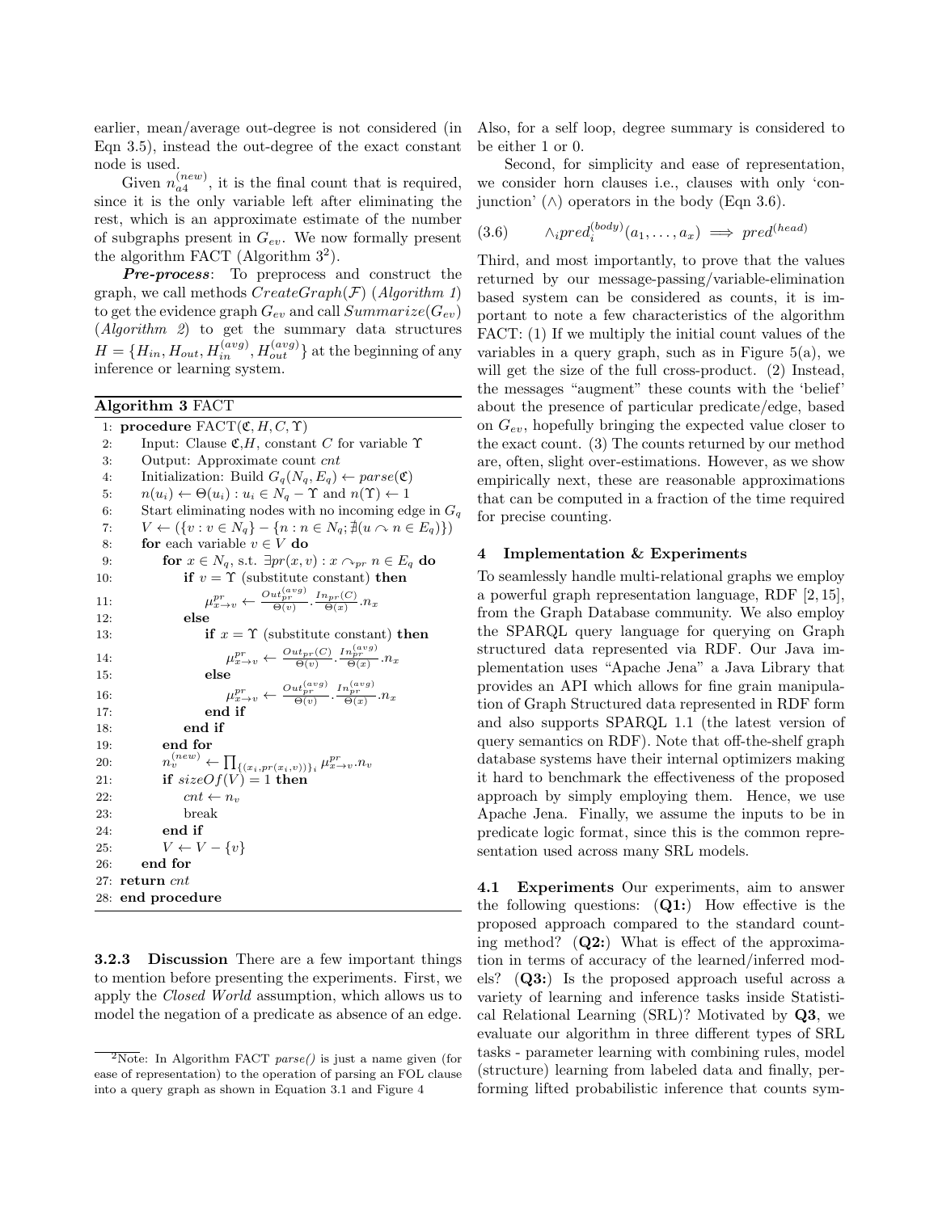earlier, mean/average out-degree is not considered (in Eqn 3.5), instead the out-degree of the exact constant node is used.

Given $n_{a4}^{(new)}$, it is the final count that is required, since it is the only variable left after eliminating the rest, which is an approximate estimate of the number of subgraphs present in $G_{ev}$. We now formally present the algorithm FACT (Algorithm 3[2]).

***Pre-process***: To preprocess and construct the graph, we call methods $CreateGraph(\mathcal{F})$ (*Algorithm 1*) to get the evidence graph $G_{ev}$ and call $Summarize(G_{ev})$ (*Algorithm 2*) to get the summary data structures $H = \{H_{in}, H_{out}, H_{in}^{(avg)}, H_{out}^{(avg)}\}$ at the beginning of any inference or learning system.

**Algorithm 3** FACT

```
1:  procedure FACT(𝔆, H, C, Υ)
2:      Input: Clause 𝔆, H, constant C for variable Υ
3:      Output: Approximate count cnt
4:      Initialization: Build G_q(N_q, E_q) ← parse(𝔆)
5:      n(u_i) ← Θ(u_i) : u_i ∈ N_q − Υ and n(Υ) ← 1
6:      Start eliminating nodes with no incoming edge in G_q
7:      V ← ({v : v ∈ N_q} − {n : n ∈ N_q; ∄(u ↷ n ∈ E_q)})
8:      for each variable v ∈ V do
9:          for x ∈ N_q, s.t. ∃pr(x, v) : x ↷_pr n ∈ E_q do
10:             if v = Υ (substitute constant) then
11:                 μ^pr_{x→v} ← (Out^(avg)_pr / Θ(v)) . (In_pr(C) / Θ(x)) . n_x
12:             else
13:                 if x = Υ (substitute constant) then
14:                     μ^pr_{x→v} ← (Out_pr(C) / Θ(v)) . (In^(avg)_pr / Θ(x)) . n_x
15:                 else
16:                     μ^pr_{x→v} ← (Out^(avg)_pr / Θ(v)) . (In^(avg)_pr / Θ(x)) . n_x
17:                 end if
18:             end if
19:         end for
20:         n_v^(new) ← ∏_{(x_i, pr(x_i, v))}_i μ^pr_{x→v} . n_v
21:         if sizeOf(V) = 1 then
22:             cnt ← n_v
23:             break
24:         end if
25:         V ← V − {v}
26:     end for
27: return cnt
28: end procedure
```

**3.2.3 Discussion** There are a few important things to mention before presenting the experiments. First, we apply the *Closed World* assumption, which allows us to model the negation of a predicate as absence of an edge. Also, for a self loop, degree summary is considered to be either 1 or 0.

Second, for simplicity and ease of representation, we consider horn clauses i.e., clauses with only 'conjunction' ($\wedge$) operators in the body (Eqn 3.6).

$$(3.6) \qquad \wedge_i pred_i^{(body)}(a_1, \ldots, a_x) \implies pred^{(head)}$$

Third, and most importantly, to prove that the values returned by our message-passing/variable-elimination based system can be considered as counts, it is important to note a few characteristics of the algorithm FACT: (1) If we multiply the initial count values of the variables in a query graph, such as in Figure 5(a), we will get the size of the full cross-product. (2) Instead, the messages "augment" these counts with the 'belief' about the presence of particular predicate/edge, based on $G_{ev}$, hopefully bringing the expected value closer to the exact count. (3) The counts returned by our method are, often, slight over-estimations. However, as we show empirically next, these are reasonable approximations that can be computed in a fraction of the time required for precise counting.

## 4 Implementation & Experiments

To seamlessly handle multi-relational graphs we employ a powerful graph representation language, RDF [2, 15], from the Graph Database community. We also employ the SPARQL query language for querying on Graph structured data represented via RDF. Our Java implementation uses "Apache Jena" a Java Library that provides an API which allows for fine grain manipulation of Graph Structured data represented in RDF form and also supports SPARQL 1.1 (the latest version of query semantics on RDF). Note that off-the-shelf graph database systems have their internal optimizers making it hard to benchmark the effectiveness of the proposed approach by simply employing them. Hence, we use Apache Jena. Finally, we assume the inputs to be in predicate logic format, since this is the common representation used across many SRL models.

**4.1 Experiments** Our experiments, aim to answer the following questions: (**Q1:**) How effective is the proposed approach compared to the standard counting method? (**Q2:**) What is effect of the approximation in terms of accuracy of the learned/inferred models? (**Q3:**) Is the proposed approach useful across a variety of learning and inference tasks inside Statistical Relational Learning (SRL)? Motivated by **Q3**, we evaluate our algorithm in three different types of SRL tasks - parameter learning with combining rules, model (structure) learning from labeled data and finally, performing lifted probabilistic inference that counts sym-

[2] Note: In Algorithm FACT *parse()* is just a name given (for ease of representation) to the operation of parsing an FOL clause into a query graph as shown in Equation 3.1 and Figure 4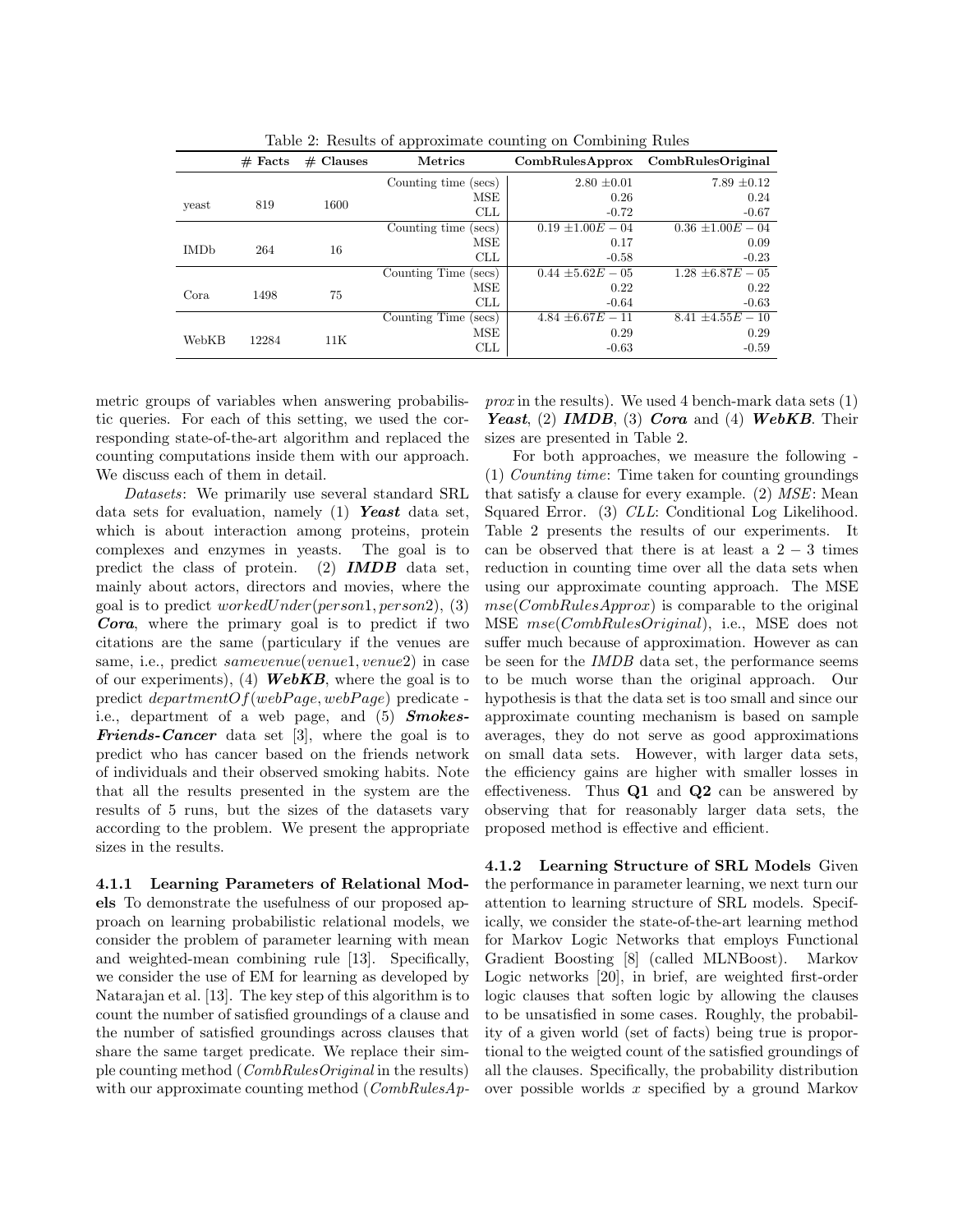Table 2: Results of approximate counting on Combining Rules

| | # Facts | # Clauses | Metrics | CombRulesApprox | CombRulesOriginal |
|---|---|---|---|---|---|
| yeast | 819 | 1600 | Counting time (secs) | 2.80 $\pm$0.01 | 7.89 $\pm$0.12 |
| | | | MSE | 0.26 | 0.24 |
| | | | CLL | -0.72 | -0.67 |
| IMDb | 264 | 16 | Counting time (secs) | 0.19 $\pm 1.00E-04$ | 0.36 $\pm 1.00E-04$ |
| | | | MSE | 0.17 | 0.09 |
| | | | CLL | -0.58 | -0.23 |
| Cora | 1498 | 75 | Counting Time (secs) | 0.44 $\pm 5.62E-05$ | 1.28 $\pm 6.87E-05$ |
| | | | MSE | 0.22 | 0.22 |
| | | | CLL | -0.64 | -0.63 |
| WebKB | 12284 | 11K | Counting Time (secs) | 4.84 $\pm 6.67E-11$ | 8.41 $\pm 4.55E-10$ |
| | | | MSE | 0.29 | 0.29 |
| | | | CLL | -0.63 | -0.59 |

metric groups of variables when answering probabilistic queries. For each of this setting, we used the corresponding state-of-the-art algorithm and replaced the counting computations inside them with our approach. We discuss each of them in detail.

*Datasets*: We primarily use several standard SRL data sets for evaluation, namely (1) ***Yeast*** data set, which is about interaction among proteins, protein complexes and enzymes in yeasts. The goal is to predict the class of protein. (2) ***IMDB*** data set, mainly about actors, directors and movies, where the goal is to predict $workedUnder(person1, person2)$, (3) ***Cora***, where the primary goal is to predict if two citations are the same (particular if the venues are same, i.e., predict $samevenue(venue1, venue2)$ in case of our experiments), (4) ***WebKB***, where the goal is to predict $departmentOf(webPage, webPage)$ predicate - i.e., department of a web page, and (5) ***Smokes-Friends-Cancer*** data set [3], where the goal is to predict who has cancer based on the friends network of individuals and their observed smoking habits. Note that all the results presented in the system are the results of 5 runs, but the sizes of the datasets vary according to the problem. We present the appropriate sizes in the results.

**4.1.1 Learning Parameters of Relational Models** To demonstrate the usefulness of our proposed approach on learning probabilistic relational models, we consider the problem of parameter learning with mean and weighted-mean combining rule [13]. Specifically, we consider the use of EM for learning as developed by Natarajan et al. [13]. The key step of this algorithm is to count the number of satisfied groundings of a clause and the number of satisfied groundings across clauses that share the same target predicate. We replace their simple counting method (*CombRulesOriginal* in the results) with our approximate counting method (*CombRulesApprox* in the results). We used 4 bench-mark data sets (1) ***Yeast***, (2) ***IMDB***, (3) ***Cora*** and (4) ***WebKB***. Their sizes are presented in Table 2.

For both approaches, we measure the following - (1) *Counting time*: Time taken for counting groundings that satisfy a clause for every example. (2) *MSE*: Mean Squared Error. (3) *CLL*: Conditional Log Likelihood. Table 2 presents the results of our experiments. It can be observed that there is at least a $2-3$ times reduction in counting time over all the data sets when using our approximate counting approach. The MSE $mse(CombRulesApprox)$ is comparable to the original MSE $mse(CombRulesOriginal)$, i.e., MSE does not suffer much because of approximation. However as can be seen for the *IMDB* data set, the performance seems to be much worse than the original approach. Our hypothesis is that the data set is too small and since our approximate counting mechanism is based on sample averages, they do not serve as good approximations on small data sets. However, with larger data sets, the efficiency gains are higher with smaller losses in effectiveness. Thus **Q1** and **Q2** can be answered by observing that for reasonably larger data sets, the proposed method is effective and efficient.

**4.1.2 Learning Structure of SRL Models** Given the performance in parameter learning, we next turn our attention to learning structure of SRL models. Specifically, we consider the state-of-the-art learning method for Markov Logic Networks that employs Functional Gradient Boosting [8] (called MLNBoost). Markov Logic networks [20], in brief, are weighted first-order logic clauses that soften logic by allowing the clauses to be unsatisfied in some cases. Roughly, the probability of a given world (set of facts) being true is proportional to the weigted count of the satisfied groundings of all the clauses. Specifically, the probability distribution over possible worlds $x$ specified by a ground Markov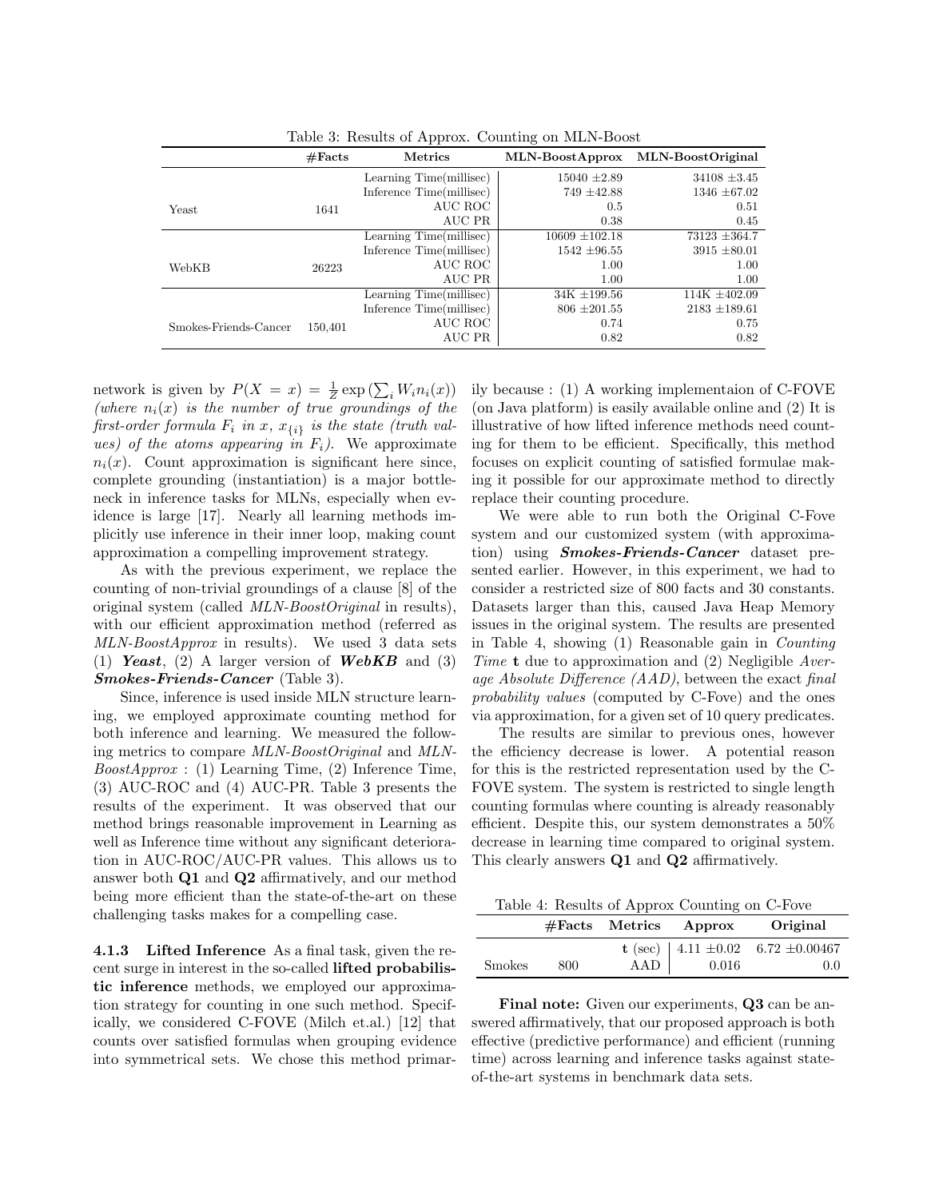Table 3: Results of Approx. Counting on MLN-Boost

| | #Facts | Metrics | MLN-BoostApprox | MLN-BoostOriginal |
|---|---|---|---|---|
| Yeast | 1641 | Learning Time(millisec) | 15040 ±2.89 | 34108 ±3.45 |
| | | Inference Time(millisec) | 749 ±42.88 | 1346 ±67.02 |
| | | AUC ROC | 0.5 | 0.51 |
| | | AUC PR | 0.38 | 0.45 |
| WebKB | 26223 | Learning Time(millisec) | 10609 ±102.18 | 73123 ±364.7 |
| | | Inference Time(millisec) | 1542 ±96.55 | 3915 ±80.01 |
| | | AUC ROC | 1.00 | 1.00 |
| | | AUC PR | 1.00 | 1.00 |
| Smokes-Friends-Cancer | 150,401 | Learning Time(millisec) | 34K ±199.56 | 114K ±402.09 |
| | | Inference Time(millisec) | 806 ±201.55 | 2183 ±189.61 |
| | | AUC ROC | 0.74 | 0.75 |
| | | AUC PR | 0.82 | 0.82 |

network is given by $P(X = x) = \frac{1}{Z}\exp\left(\sum_i W_i n_i(x)\right)$ *(where $n_i(x)$ is the number of true groundings of the first-order formula $F_i$ in $x$, $x_{\{i\}}$ is the state (truth values) of the atoms appearing in $F_i$).* We approximate $n_i(x)$. Count approximation is significant here since, complete grounding (instantiation) is a major bottleneck in inference tasks for MLNs, especially when evidence is large [17]. Nearly all learning methods implicitly use inference in their inner loop, making count approximation a compelling improvement strategy.

As with the previous experiment, we replace the counting of non-trivial groundings of a clause [8] of the original system (called *MLN-BoostOriginal* in results), with our efficient approximation method (referred as *MLN-BoostApprox* in results). We used 3 data sets (1) ***Yeast***, (2) A larger version of ***WebKB*** and (3) ***Smokes-Friends-Cancer*** (Table 3).

Since, inference is used inside MLN structure learning, we employed approximate counting method for both inference and learning. We measured the following metrics to compare *MLN-BoostOriginal* and *MLN-BoostApprox* : (1) Learning Time, (2) Inference Time, (3) AUC-ROC and (4) AUC-PR. Table 3 presents the results of the experiment. It was observed that our method brings reasonable improvement in Learning as well as Inference time without any significant deterioration in AUC-ROC/AUC-PR values. This allows us to answer both **Q1** and **Q2** affirmatively, and our method being more efficient than the state-of-the-art on these challenging tasks makes for a compelling case.

#### 4.1.3 Lifted Inference

As a final task, given the recent surge in interest in the so-called **lifted probabilistic inference** methods, we employed our approximation strategy for counting in one such method. Specifically, we considered C-FOVE (Milch et.al.) [12] that counts over satisfied formulas when grouping evidence into symmetrical sets. We chose this method primarily because : (1) A working implementaion of C-FOVE (on Java platform) is easily available online and (2) It is illustrative of how lifted inference methods need counting for them to be efficient. Specifically, this method focuses on explicit counting of satisfied formulae making it possible for our approximate method to directly replace their counting procedure.

We were able to run both the Original C-Fove system and our customized system (with approximation) using ***Smokes-Friends-Cancer*** dataset presented earlier. However, in this experiment, we had to consider a restricted size of 800 facts and 30 constants. Datasets larger than this, caused Java Heap Memory issues in the original system. The results are presented in Table 4, showing (1) Reasonable gain in *Counting Time* **t** due to approximation and (2) Negligible *Average Absolute Difference (AAD)*, between the exact *final probability values* (computed by C-Fove) and the ones via approximation, for a given set of 10 query predicates.

The results are similar to previous ones, however the efficiency decrease is lower. A potential reason for this is the restricted representation used by the C-FOVE system. The system is restricted to single length counting formulas where counting is already reasonably efficient. Despite this, our system demonstrates a 50% decrease in learning time compared to original system. This clearly answers **Q1** and **Q2** affirmatively.

Table 4: Results of Approx Counting on C-Fove

| | #Facts | Metrics | Approx | Original |
|---|---|---|---|---|
| Smokes | 800 | **t** (sec) | 4.11 ±0.02 | 6.72 ±0.00467 |
| | | AAD | 0.016 | 0.0 |

**Final note:** Given our experiments, **Q3** can be answered affirmatively, that our proposed approach is both effective (predictive performance) and efficient (running time) across learning and inference tasks against state-of-the-art systems in benchmark data sets.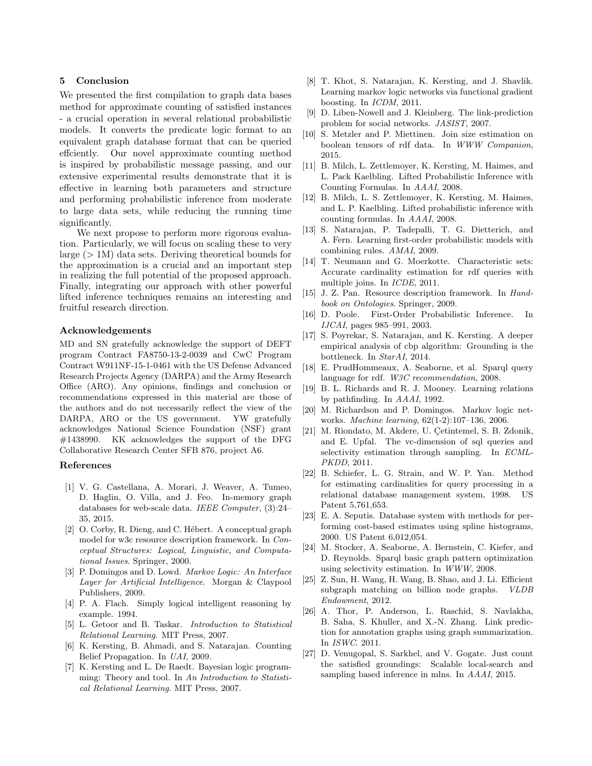## 5 Conclusion

We presented the first compilation to graph data bases method for approximate counting of satisfied instances - a crucial operation in several relational probabilistic models. It converts the predicate logic format to an equivalent graph database format that can be queried effciently. Our novel approximate counting method is inspired by probabilistic message passing, and our extensive experimental results demonstrate that it is effective in learning both parameters and structure and performing probabilistic inference from moderate to large data sets, while reducing the running time significantly.

We next propose to perform more rigorous evaluation. Particularly, we will focus on scaling these to very large (> 1M) data sets. Deriving theoretical bounds for the approximation is a crucial and an important step in realizing the full potential of the proposed approach. Finally, integrating our approach with other powerful lifted inference techniques remains an interesting and fruitful research direction.

### Acknowledgements

MD and SN gratefully acknowledge the support of DEFT program Contract FA8750-13-2-0039 and CwC Program Contract W911NF-15-1-0461 with the US Defense Advanced Research Projects Agency (DARPA) and the Army Research Office (ARO). Any opinions, findings and conclusion or recommendations expressed in this material are those of the authors and do not necessarily reflect the view of the DARPA, ARO or the US government. YW gratefully acknowledges National Science Foundation (NSF) grant #1438990. KK acknowledges the support of the DFG Collaborative Research Center SFB 876, project A6.

### References

[1] V. G. Castellana, A. Morari, J. Weaver, A. Tumeo, D. Haglin, O. Villa, and J. Feo. In-memory graph databases for web-scale data. *IEEE Computer*, (3):24–35, 2015.

[2] O. Corby, R. Dieng, and C. Hébert. A conceptual graph model for w3c resource description framework. In *Conceptual Structures: Logical, Linguistic, and Computational Issues*. Springer, 2000.

[3] P. Domingos and D. Lowd. *Markov Logic: An Interface Layer for Artificial Intelligence*. Morgan & Claypool Publishers, 2009.

[4] P. A. Flach. Simply logical intelligent reasoning by example. 1994.

[5] L. Getoor and B. Taskar. *Introduction to Statistical Relational Learning*. MIT Press, 2007.

[6] K. Kersting, B. Ahmadi, and S. Natarajan. Counting Belief Propagation. In *UAI*, 2009.

[7] K. Kersting and L. De Raedt. Bayesian logic programming: Theory and tool. In *An Introduction to Statistical Relational Learning*. MIT Press, 2007.

[8] T. Khot, S. Natarajan, K. Kersting, and J. Shavlik. Learning markov logic networks via functional gradient boosting. In *ICDM*, 2011.

[9] D. Liben-Nowell and J. Kleinberg. The link-prediction problem for social networks. *JASIST*, 2007.

[10] S. Metzler and P. Miettinen. Join size estimation on boolean tensors of rdf data. In *WWW Companion*, 2015.

[11] B. Milch, L. Zettlemoyer, K. Kersting, M. Haimes, and L. Pack Kaelbling. Lifted Probabilistic Inference with Counting Formulas. In *AAAI*, 2008.

[12] B. Milch, L. S. Zettlemoyer, K. Kersting, M. Haimes, and L. P. Kaelbling. Lifted probabilistic inference with counting formulas. In *AAAI*, 2008.

[13] S. Natarajan, P. Tadepalli, T. G. Dietterich, and A. Fern. Learning first-order probabilistic models with combining rules. *AMAI*, 2009.

[14] T. Neumann and G. Moerkotte. Characteristic sets: Accurate cardinality estimation for rdf queries with multiple joins. In *ICDE*, 2011.

[15] J. Z. Pan. Resource description framework. In *Handbook on Ontologies*. Springer, 2009.

[16] D. Poole. First-Order Probabilistic Inference. In *IJCAI*, pages 985–991, 2003.

[17] S. Poyrekar, S. Natarajan, and K. Kersting. A deeper empirical analysis of cbp algorithm: Grounding is the bottleneck. In *StarAI*, 2014.

[18] E. PrudHommeaux, A. Seaborne, et al. Sparql query language for rdf. *W3C recommendation*, 2008.

[19] B. L. Richards and R. J. Mooney. Learning relations by pathfinding. In *AAAI*, 1992.

[20] M. Richardson and P. Domingos. Markov logic networks. *Machine learning*, 62(1-2):107–136, 2006.

[21] M. Riondato, M. Akdere, U. Çetintemel, S. B. Zdonik, and E. Upfal. The vc-dimension of sql queries and selectivity estimation through sampling. In *ECML-PKDD*, 2011.

[22] B. Schiefer, L. G. Strain, and W. P. Yan. Method for estimating cardinalities for query processing in a relational database management system, 1998. US Patent 5,761,653.

[23] E. A. Seputis. Database system with methods for performing cost-based estimates using spline histograms, 2000. US Patent 6,012,054.

[24] M. Stocker, A. Seaborne, A. Bernstein, C. Kiefer, and D. Reynolds. Sparql basic graph pattern optimization using selectivity estimation. In *WWW*, 2008.

[25] Z. Sun, H. Wang, H. Wang, B. Shao, and J. Li. Efficient subgraph matching on billion node graphs. *VLDB Endowment*, 2012.

[26] A. Thor, P. Anderson, L. Raschid, S. Navlakha, B. Saha, S. Khuller, and X.-N. Zhang. Link prediction for annotation graphs using graph summarization. In *ISWC*. 2011.

[27] D. Venugopal, S. Sarkhel, and V. Gogate. Just count the satisfied groundings: Scalable local-search and sampling based inference in mlns. In *AAAI*, 2015.